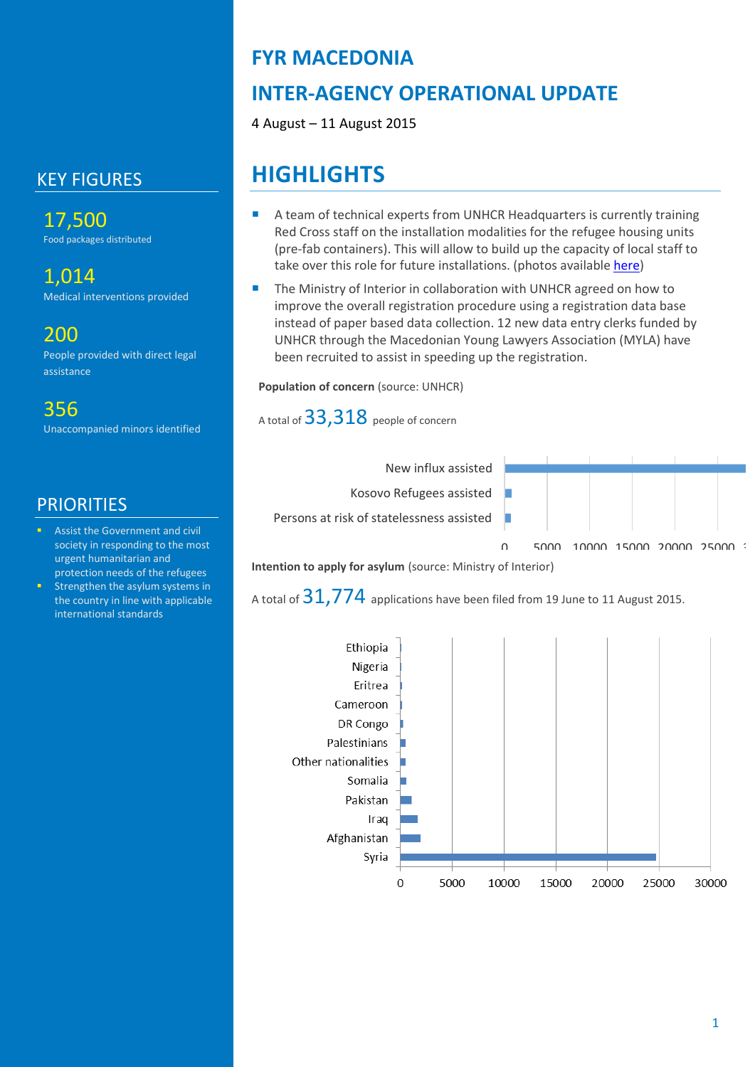# FYR MACEDONIA

# INTER-AGENCY OPERATIONAL UPDATE

4 August – 11 August 2015

## KEY FIGURES

**17,500**
Food packages distributed

**1,014**
Medical interventions provided

**200**
People provided with direct legal assistance

**356**
Unaccompanied minors identified

## PRIORITIES

- Assist the Government and civil society in responding to the most urgent humanitarian and protection needs of the refugees
- Strengthen the asylum systems in the country in line with applicable international standards

## HIGHLIGHTS

- A team of technical experts from UNHCR Headquarters is currently training Red Cross staff on the installation modalities for the refugee housing units (pre-fab containers). This will allow to build up the capacity of local staff to take over this role for future installations. (photos available here)
- The Ministry of Interior in collaboration with UNHCR agreed on how to improve the overall registration procedure using a registration data base instead of paper based data collection. 12 new data entry clerks funded by UNHCR through the Macedonian Young Lawyers Association (MYLA) have been recruited to assist in speeding up the registration.

**Population of concern** (source: UNHCR)

A total of **33,318** people of concern

New influx assisted

Kosovo Refugees assisted

Persons at risk of statelessness assisted

0 5000 10000 15000 20000 25000

**Intention to apply for asylum** (source: Ministry of Interior)

A total of **31,774** applications have been filed from 19 June to 11 August 2015.

Ethiopia

Nigeria

Eritrea

Cameroon

DR Congo

Palestinians

Other nationalities

Somalia

Pakistan

Iraq

Afghanistan

Syria

0 5000 10000 15000 20000 25000 30000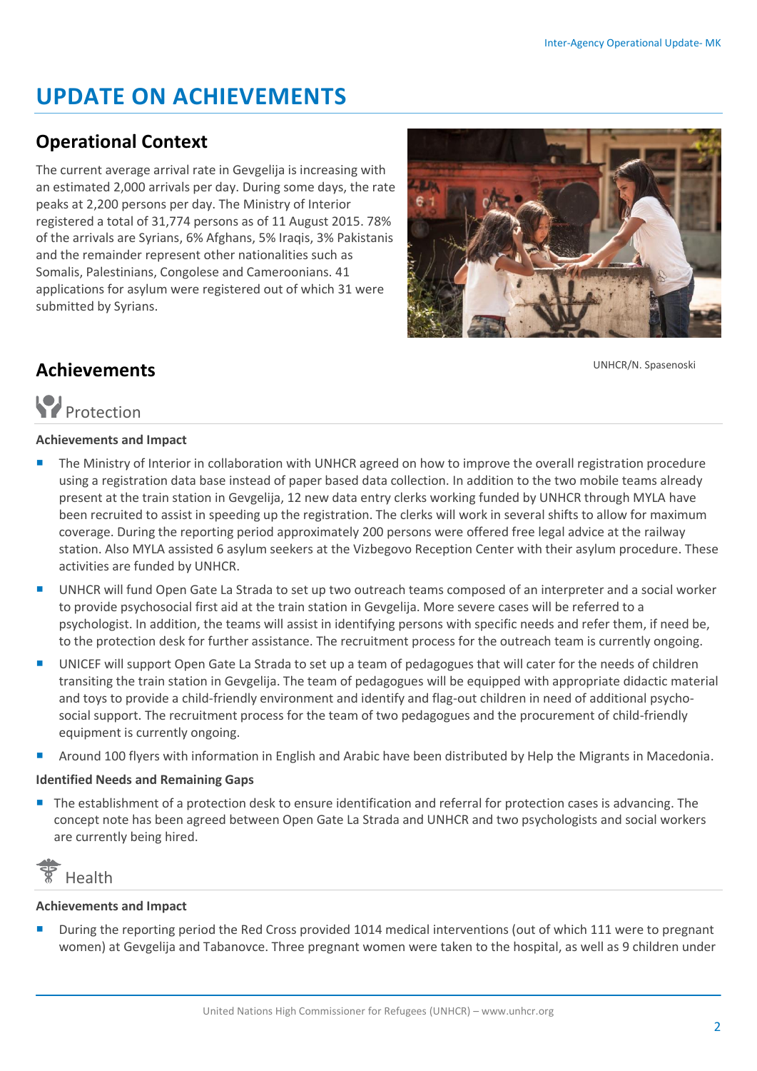# UPDATE ON ACHIEVEMENTS

## Operational Context

The current average arrival rate in Gevgelija is increasing with an estimated 2,000 arrivals per day. During some days, the rate peaks at 2,200 persons per day. The Ministry of Interior registered a total of 31,774 persons as of 11 August 2015. 78% of the arrivals are Syrians, 6% Afghans, 5% Iraqis, 3% Pakistanis and the remainder represent other nationalities such as Somalis, Palestinians, Congolese and Cameroonians. 41 applications for asylum were registered out of which 31 were submitted by Syrians.

UNHCR/N. Spasenoski

## Achievements

### Protection

**Achievements and Impact**

- The Ministry of Interior in collaboration with UNHCR agreed on how to improve the overall registration procedure using a registration data base instead of paper based data collection. In addition to the two mobile teams already present at the train station in Gevgelija, 12 new data entry clerks working funded by UNHCR through MYLA have been recruited to assist in speeding up the registration. The clerks will work in several shifts to allow for maximum coverage. During the reporting period approximately 200 persons were offered free legal advice at the railway station. Also MYLA assisted 6 asylum seekers at the Vizbegovo Reception Center with their asylum procedure. These activities are funded by UNHCR.
- UNHCR will fund Open Gate La Strada to set up two outreach teams composed of an interpreter and a social worker to provide psychosocial first aid at the train station in Gevgelija. More severe cases will be referred to a psychologist. In addition, the teams will assist in identifying persons with specific needs and refer them, if need be, to the protection desk for further assistance. The recruitment process for the outreach team is currently ongoing.
- UNICEF will support Open Gate La Strada to set up a team of pedagogues that will cater for the needs of children transiting the train station in Gevgelija. The team of pedagogues will be equipped with appropriate didactic material and toys to provide a child-friendly environment and identify and flag-out children in need of additional psycho-social support. The recruitment process for the team of two pedagogues and the procurement of child-friendly equipment is currently ongoing.
- Around 100 flyers with information in English and Arabic have been distributed by Help the Migrants in Macedonia.

**Identified Needs and Remaining Gaps**

- The establishment of a protection desk to ensure identification and referral for protection cases is advancing. The concept note has been agreed between Open Gate La Strada and UNHCR and two psychologists and social workers are currently being hired.

### Health

**Achievements and Impact**

- During the reporting period the Red Cross provided 1014 medical interventions (out of which 111 were to pregnant women) at Gevgelija and Tabanovce. Three pregnant women were taken to the hospital, as well as 9 children under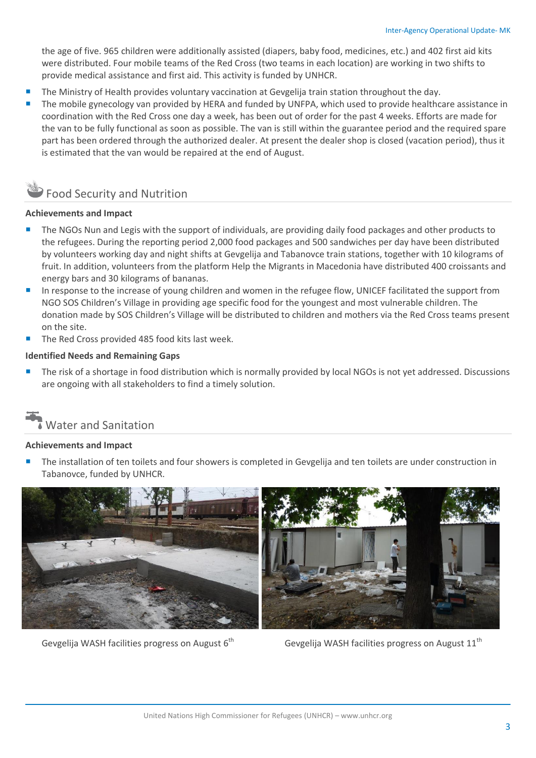the age of five. 965 children were additionally assisted (diapers, baby food, medicines, etc.) and 402 first aid kits were distributed. Four mobile teams of the Red Cross (two teams in each location) are working in two shifts to provide medical assistance and first aid. This activity is funded by UNHCR.

- The Ministry of Health provides voluntary vaccination at Gevgelija train station throughout the day.
- The mobile gynecology van provided by HERA and funded by UNFPA, which used to provide healthcare assistance in coordination with the Red Cross one day a week, has been out of order for the past 4 weeks. Efforts are made for the van to be fully functional as soon as possible. The van is still within the guarantee period and the required spare part has been ordered through the authorized dealer. At present the dealer shop is closed (vacation period), thus it is estimated that the van would be repaired at the end of August.

## Food Security and Nutrition

**Achievements and Impact**

- The NGOs Nun and Legis with the support of individuals, are providing daily food packages and other products to the refugees. During the reporting period 2,000 food packages and 500 sandwiches per day have been distributed by volunteers working day and night shifts at Gevgelija and Tabanovce train stations, together with 10 kilograms of fruit. In addition, volunteers from the platform Help the Migrants in Macedonia have distributed 400 croissants and energy bars and 30 kilograms of bananas.
- In response to the increase of young children and women in the refugee flow, UNICEF facilitated the support from NGO SOS Children's Village in providing age specific food for the youngest and most vulnerable children. The donation made by SOS Children's Village will be distributed to children and mothers via the Red Cross teams present on the site.
- The Red Cross provided 485 food kits last week.

**Identified Needs and Remaining Gaps**

- The risk of a shortage in food distribution which is normally provided by local NGOs is not yet addressed. Discussions are ongoing with all stakeholders to find a timely solution.

## Water and Sanitation

**Achievements and Impact**

- The installation of ten toilets and four showers is completed in Gevgelija and ten toilets are under construction in Tabanovce, funded by UNHCR.

Gevgelija WASH facilities progress on August 6th

Gevgelija WASH facilities progress on August 11th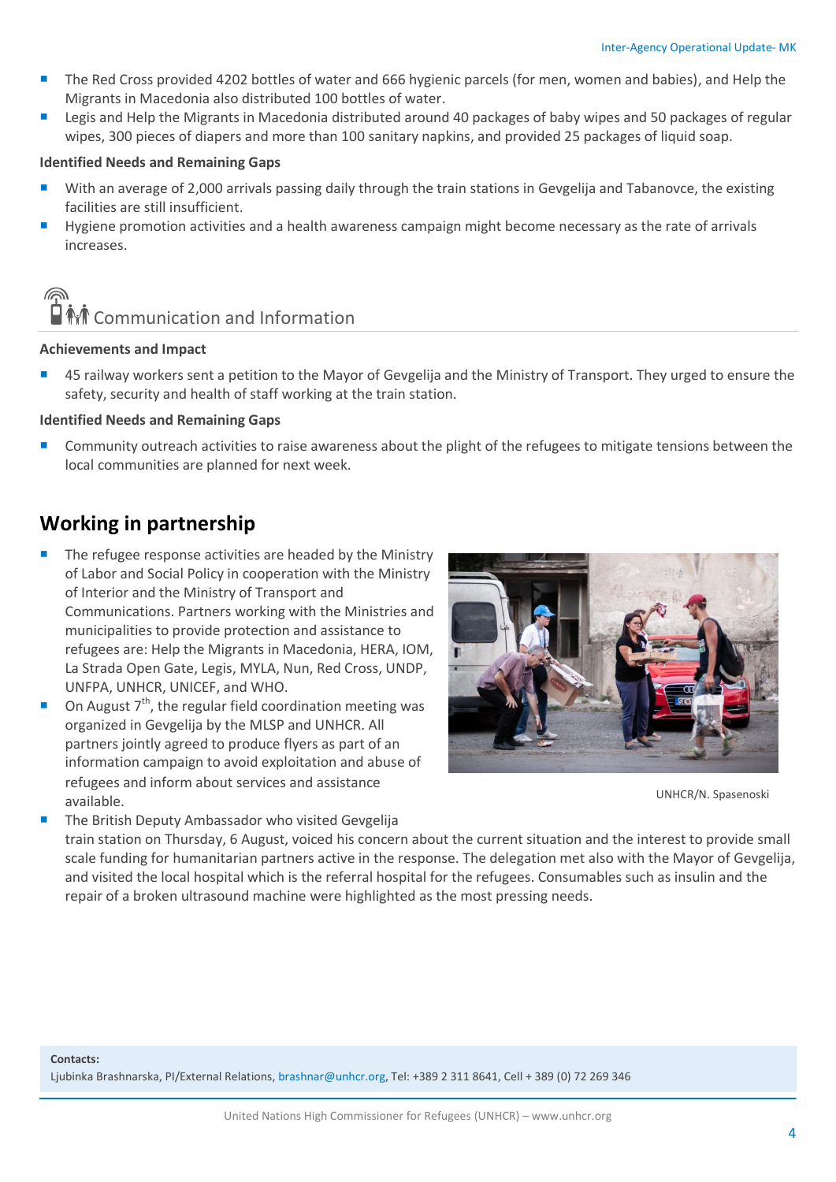- The Red Cross provided 4202 bottles of water and 666 hygienic parcels (for men, women and babies), and Help the Migrants in Macedonia also distributed 100 bottles of water.
- Legis and Help the Migrants in Macedonia distributed around 40 packages of baby wipes and 50 packages of regular wipes, 300 pieces of diapers and more than 100 sanitary napkins, and provided 25 packages of liquid soap.

**Identified Needs and Remaining Gaps**

- With an average of 2,000 arrivals passing daily through the train stations in Gevgelija and Tabanovce, the existing facilities are still insufficient.
- Hygiene promotion activities and a health awareness campaign might become necessary as the rate of arrivals increases.

## Communication and Information

**Achievements and Impact**

- 45 railway workers sent a petition to the Mayor of Gevgelija and the Ministry of Transport. They urged to ensure the safety, security and health of staff working at the train station.

**Identified Needs and Remaining Gaps**

- Community outreach activities to raise awareness about the plight of the refugees to mitigate tensions between the local communities are planned for next week.

## Working in partnership

- The refugee response activities are headed by the Ministry of Labor and Social Policy in cooperation with the Ministry of Interior and the Ministry of Transport and Communications. Partners working with the Ministries and municipalities to provide protection and assistance to refugees are: Help the Migrants in Macedonia, HERA, IOM, La Strada Open Gate, Legis, MYLA, Nun, Red Cross, UNDP, UNFPA, UNHCR, UNICEF, and WHO.
- On August 7th, the regular field coordination meeting was organized in Gevgelija by the MLSP and UNHCR. All partners jointly agreed to produce flyers as part of an information campaign to avoid exploitation and abuse of refugees and inform about services and assistance available.
- The British Deputy Ambassador who visited Gevgelija train station on Thursday, 6 August, voiced his concern about the current situation and the interest to provide small scale funding for humanitarian partners active in the response. The delegation met also with the Mayor of Gevgelija, and visited the local hospital which is the referral hospital for the refugees. Consumables such as insulin and the repair of a broken ultrasound machine were highlighted as the most pressing needs.

UNHCR/N. Spasenoski

**Contacts:**
Ljubinka Brashnarska, PI/External Relations, brashnar@unhcr.org, Tel: +389 2 311 8641, Cell + 389 (0) 72 269 346